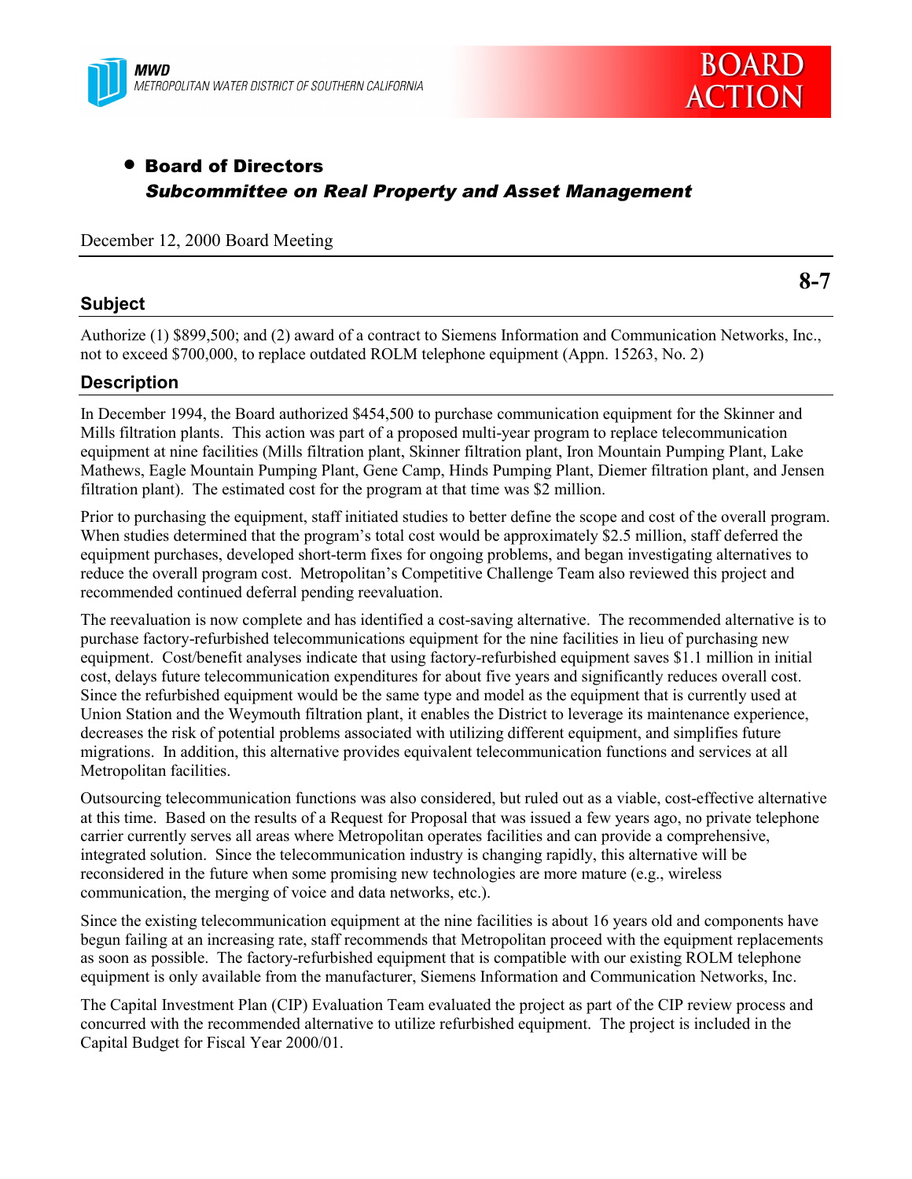MWD
METROPOLITAN WATER DISTRICT OF SOUTHERN CALIFORNIA

BOARD ACTION

- **Board of Directors**
  ***Subcommittee on Real Property and Asset Management***

December 12, 2000 Board Meeting

**8-7**

## Subject

Authorize (1) $899,500; and (2) award of a contract to Siemens Information and Communication Networks, Inc., not to exceed $700,000, to replace outdated ROLM telephone equipment (Appn. 15263, No. 2)

## Description

In December 1994, the Board authorized $454,500 to purchase communication equipment for the Skinner and Mills filtration plants. This action was part of a proposed multi-year program to replace telecommunication equipment at nine facilities (Mills filtration plant, Skinner filtration plant, Iron Mountain Pumping Plant, Lake Mathews, Eagle Mountain Pumping Plant, Gene Camp, Hinds Pumping Plant, Diemer filtration plant, and Jensen filtration plant). The estimated cost for the program at that time was $2 million.

Prior to purchasing the equipment, staff initiated studies to better define the scope and cost of the overall program. When studies determined that the program's total cost would be approximately $2.5 million, staff deferred the equipment purchases, developed short-term fixes for ongoing problems, and began investigating alternatives to reduce the overall program cost. Metropolitan's Competitive Challenge Team also reviewed this project and recommended continued deferral pending reevaluation.

The reevaluation is now complete and has identified a cost-saving alternative. The recommended alternative is to purchase factory-refurbished telecommunications equipment for the nine facilities in lieu of purchasing new equipment. Cost/benefit analyses indicate that using factory-refurbished equipment saves $1.1 million in initial cost, delays future telecommunication expenditures for about five years and significantly reduces overall cost. Since the refurbished equipment would be the same type and model as the equipment that is currently used at Union Station and the Weymouth filtration plant, it enables the District to leverage its maintenance experience, decreases the risk of potential problems associated with utilizing different equipment, and simplifies future migrations. In addition, this alternative provides equivalent telecommunication functions and services at all Metropolitan facilities.

Outsourcing telecommunication functions was also considered, but ruled out as a viable, cost-effective alternative at this time. Based on the results of a Request for Proposal that was issued a few years ago, no private telephone carrier currently serves all areas where Metropolitan operates facilities and can provide a comprehensive, integrated solution. Since the telecommunication industry is changing rapidly, this alternative will be reconsidered in the future when some promising new technologies are more mature (e.g., wireless communication, the merging of voice and data networks, etc.).

Since the existing telecommunication equipment at the nine facilities is about 16 years old and components have begun failing at an increasing rate, staff recommends that Metropolitan proceed with the equipment replacements as soon as possible. The factory-refurbished equipment that is compatible with our existing ROLM telephone equipment is only available from the manufacturer, Siemens Information and Communication Networks, Inc.

The Capital Investment Plan (CIP) Evaluation Team evaluated the project as part of the CIP review process and concurred with the recommended alternative to utilize refurbished equipment. The project is included in the Capital Budget for Fiscal Year 2000/01.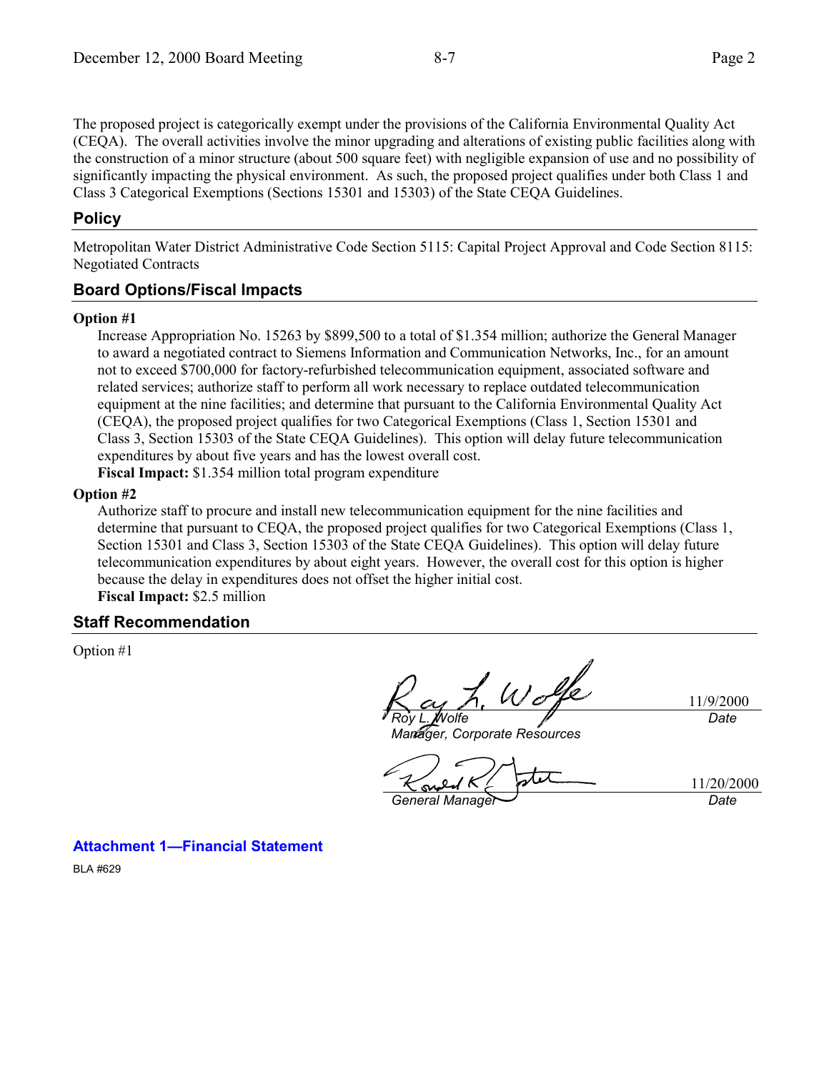The proposed project is categorically exempt under the provisions of the California Environmental Quality Act (CEQA). The overall activities involve the minor upgrading and alterations of existing public facilities along with the construction of a minor structure (about 500 square feet) with negligible expansion of use and no possibility of significantly impacting the physical environment. As such, the proposed project qualifies under both Class 1 and Class 3 Categorical Exemptions (Sections 15301 and 15303) of the State CEQA Guidelines.

## Policy

Metropolitan Water District Administrative Code Section 5115: Capital Project Approval and Code Section 8115: Negotiated Contracts

## Board Options/Fiscal Impacts

**Option #1**

Increase Appropriation No. 15263 by $899,500 to a total of $1.354 million; authorize the General Manager to award a negotiated contract to Siemens Information and Communication Networks, Inc., for an amount not to exceed $700,000 for factory-refurbished telecommunication equipment, associated software and related services; authorize staff to perform all work necessary to replace outdated telecommunication equipment at the nine facilities; and determine that pursuant to the California Environmental Quality Act (CEQA), the proposed project qualifies for two Categorical Exemptions (Class 1, Section 15301 and Class 3, Section 15303 of the State CEQA Guidelines). This option will delay future telecommunication expenditures by about five years and has the lowest overall cost.

**Fiscal Impact:** $1.354 million total program expenditure

**Option #2**

Authorize staff to procure and install new telecommunication equipment for the nine facilities and determine that pursuant to CEQA, the proposed project qualifies for two Categorical Exemptions (Class 1, Section 15301 and Class 3, Section 15303 of the State CEQA Guidelines). This option will delay future telecommunication expenditures by about eight years. However, the overall cost for this option is higher because the delay in expenditures does not offset the higher initial cost.

**Fiscal Impact:** $2.5 million

## Staff Recommendation

Option #1

*Roy L. Wolfe*
*Manager, Corporate Resources*
11/9/2000
*Date*

*General Manager*
11/20/2000
*Date*

**Attachment 1—Financial Statement**

BLA #629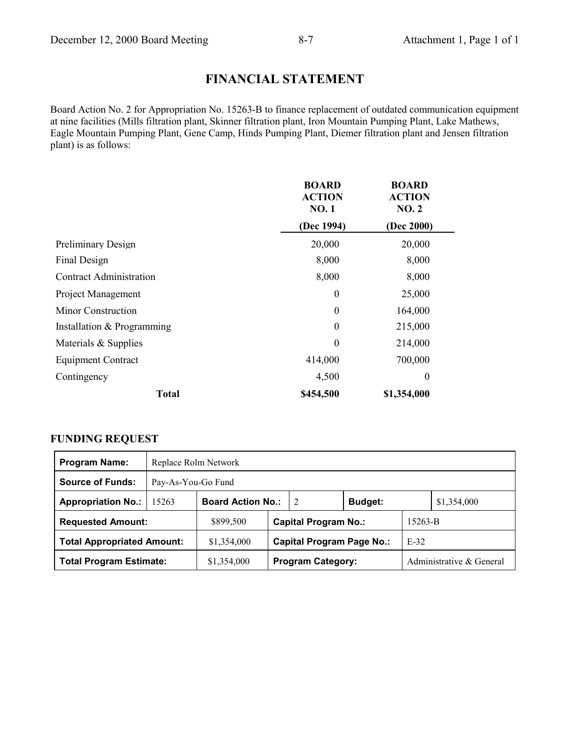# FINANCIAL STATEMENT

Board Action No. 2 for Appropriation No. 15263-B to finance replacement of outdated communication equipment at nine facilities (Mills filtration plant, Skinner filtration plant, Iron Mountain Pumping Plant, Lake Mathews, Eagle Mountain Pumping Plant, Gene Camp, Hinds Pumping Plant, Diemer filtration plant and Jensen filtration plant) is as follows:

| | BOARD ACTION NO. 1 (Dec 1994) | BOARD ACTION NO. 2 (Dec 2000) |
|---|---|---|
| Preliminary Design | 20,000 | 20,000 |
| Final Design | 8,000 | 8,000 |
| Contract Administration | 8,000 | 8,000 |
| Project Management | 0 | 25,000 |
| Minor Construction | 0 | 164,000 |
| Installation & Programming | 0 | 215,000 |
| Materials & Supplies | 0 | 214,000 |
| Equipment Contract | 414,000 | 700,000 |
| Contingency | 4,500 | 0 |
| **Total** | **$454,500** | **$1,354,000** |

## FUNDING REQUEST

| | | | | | |
|---|---|---|---|---|---|
| **Program Name:** | Replace Rolm Network | | | | |
| **Source of Funds:** | Pay-As-You-Go Fund | | | | |
| **Appropriation No.:** | 15263 | **Board Action No.:** | 2 | **Budget:** | $1,354,000 |
| **Requested Amount:** | $899,500 | **Capital Program No.:** | 15263-B | | |
| **Total Appropriated Amount:** | $1,354,000 | **Capital Program Page No.:** | E-32 | | |
| **Total Program Estimate:** | $1,354,000 | **Program Category:** | Administrative & General | | |